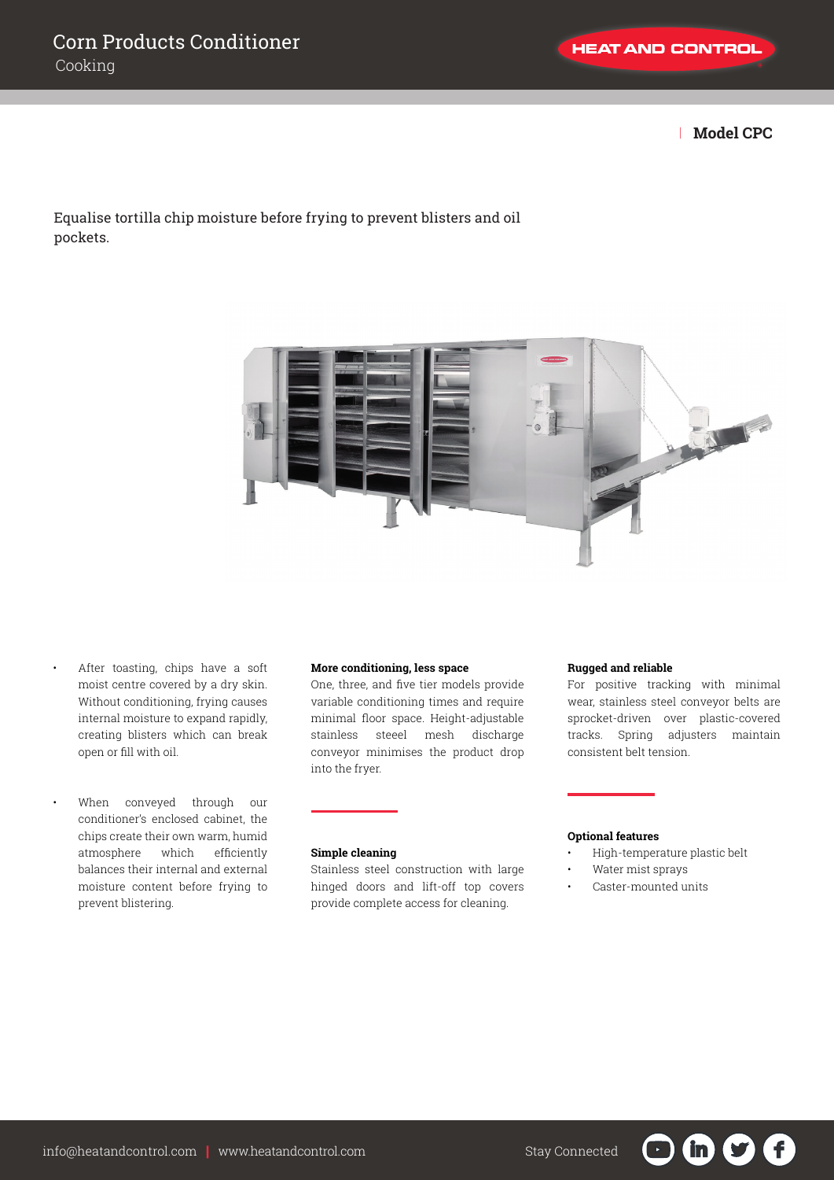# Corn Products Conditioner

Cooking

HEAT AND CONTROL

**Model CPC**

Equalise tortilla chip moisture before frying to prevent blisters and oil pockets.

- After toasting, chips have a soft moist centre covered by a dry skin. Without conditioning, frying causes internal moisture to expand rapidly, creating blisters which can break open or fill with oil.
- When conveyed through our conditioner's enclosed cabinet, the chips create their own warm, humid atmosphere which efficiently balances their internal and external moisture content before frying to prevent blistering.

**More conditioning, less space**

One, three, and five tier models provide variable conditioning times and require minimal floor space. Height-adjustable stainless steeel mesh discharge conveyor minimises the product drop into the fryer.

**Simple cleaning**

Stainless steel construction with large hinged doors and lift-off top covers provide complete access for cleaning.

**Rugged and reliable**

For positive tracking with minimal wear, stainless steel conveyor belts are sprocket-driven over plastic-covered tracks. Spring adjusters maintain consistent belt tension.

**Optional features**

- High-temperature plastic belt
- Water mist sprays
- Caster-mounted units

info@heatandcontrol.com | www.heatandcontrol.com

Stay Connected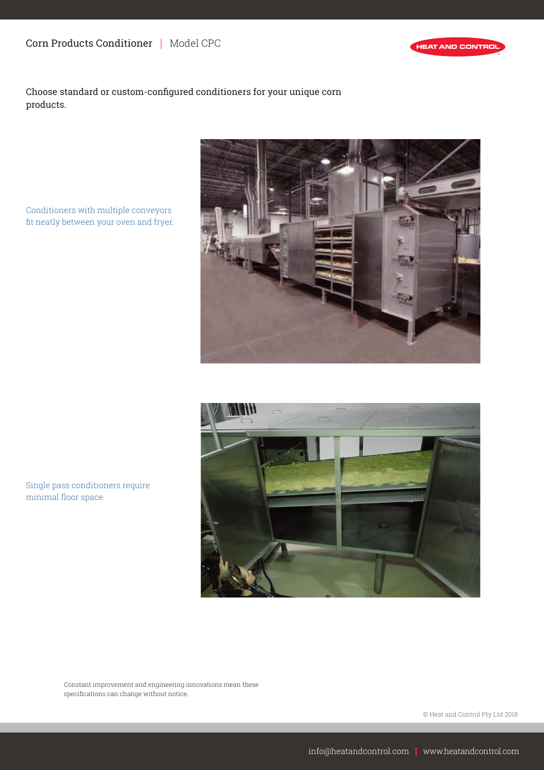Choose standard or custom-configured conditioners for your unique corn products.

Conditioners with multiple conveyors fit neatly between your oven and fryer.

Single pass conditioners require minimal floor space.

Constant improvement and engineering innovations mean these specifications can change without notice.

© Heat and Control Pty Ltd 2018

info@heatandcontrol.com | www.heatandcontrol.com